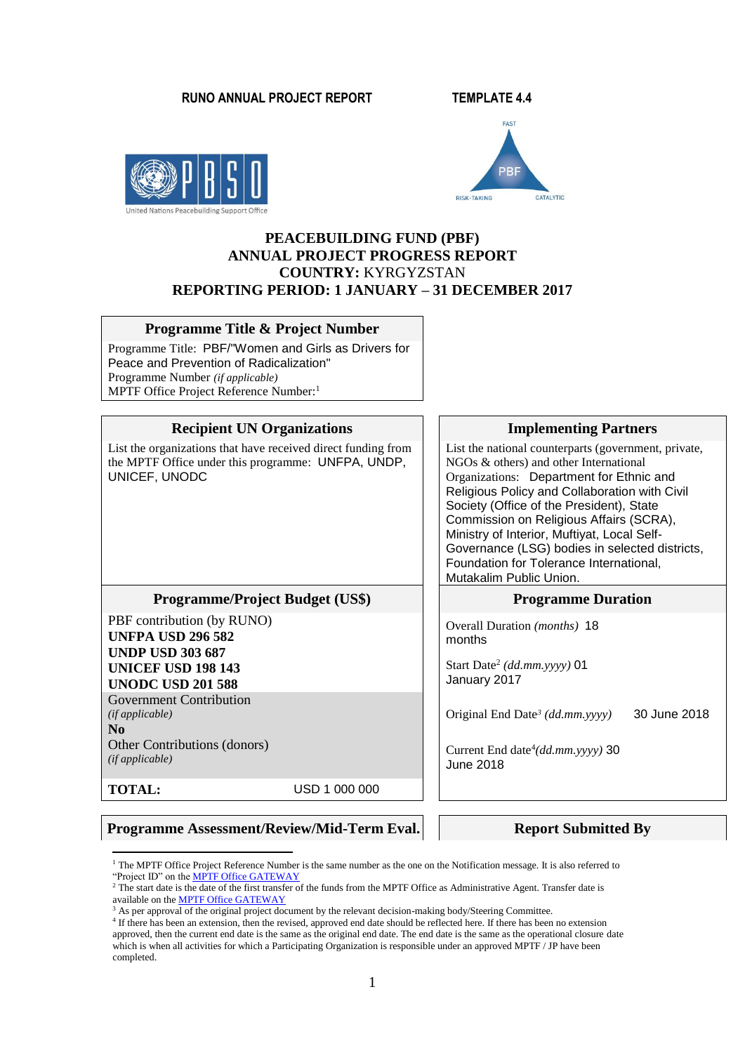**RUNO ANNUAL PROJECT REPORT** **TEMPLATE 4.4**

FAST

PBF

RISK-TAKING CATALYTIC

United Nations Peacebuilding Support Office

# PEACEBUILDING FUND (PBF)
# ANNUAL PROJECT PROGRESS REPORT
## COUNTRY: KYRGYZSTAN
## REPORTING PERIOD: 1 JANUARY – 31 DECEMBER 2017

| Programme Title & Project Number |
|---|
| Programme Title: PBF/"Women and Girls as Drivers for Peace and Prevention of Radicalization"<br>Programme Number *(if applicable)*<br>MPTF Office Project Reference Number:[1] |

| Recipient UN Organizations | Implementing Partners |
|---|---|
| List the organizations that have received direct funding from the MPTF Office under this programme: UNFPA, UNDP, UNICEF, UNODC | List the national counterparts (government, private, NGOs & others) and other International Organizations: Department for Ethnic and Religious Policy and Collaboration with Civil Society (Office of the President), State Commission on Religious Affairs (SCRA), Ministry of Interior, Muftiyat, Local Self-Governance (LSG) bodies in selected districts, Foundation for Tolerance International, Mutakalim Public Union. |
| **Programme/Project Budget (US$)** | **Programme Duration** |
| PBF contribution (by RUNO)<br>**UNFPA USD 296 582**<br>**UNDP USD 303 687**<br>**UNICEF USD 198 143**<br>**UNODC USD 201 588** | Overall Duration *(months)* 18 months<br><br>Start Date[2] *(dd.mm.yyyy)* 01 January 2017 |
| Government Contribution *(if applicable)*<br>**No**<br>Other Contributions (donors) *(if applicable)* | Original End Date[3] *(dd.mm.yyyy)* 30 June 2018<br><br>Current End date[4] *(dd.mm.yyyy)* 30 June 2018 |
| **TOTAL:** USD 1 000 000 | |

| Programme Assessment/Review/Mid-Term Eval. | Report Submitted By |
|---|---|

[1] The MPTF Office Project Reference Number is the same number as the one on the Notification message. It is also referred to "Project ID" on the MPTF Office GATEWAY

[2] The start date is the date of the first transfer of the funds from the MPTF Office as Administrative Agent. Transfer date is available on the MPTF Office GATEWAY

[3] As per approval of the original project document by the relevant decision-making body/Steering Committee.

[4] If there has been an extension, then the revised, approved end date should be reflected here. If there has been no extension approved, then the current end date is the same as the original end date. The end date is the same as the operational closure date which is when all activities for which a Participating Organization is responsible under an approved MPTF / JP have been completed.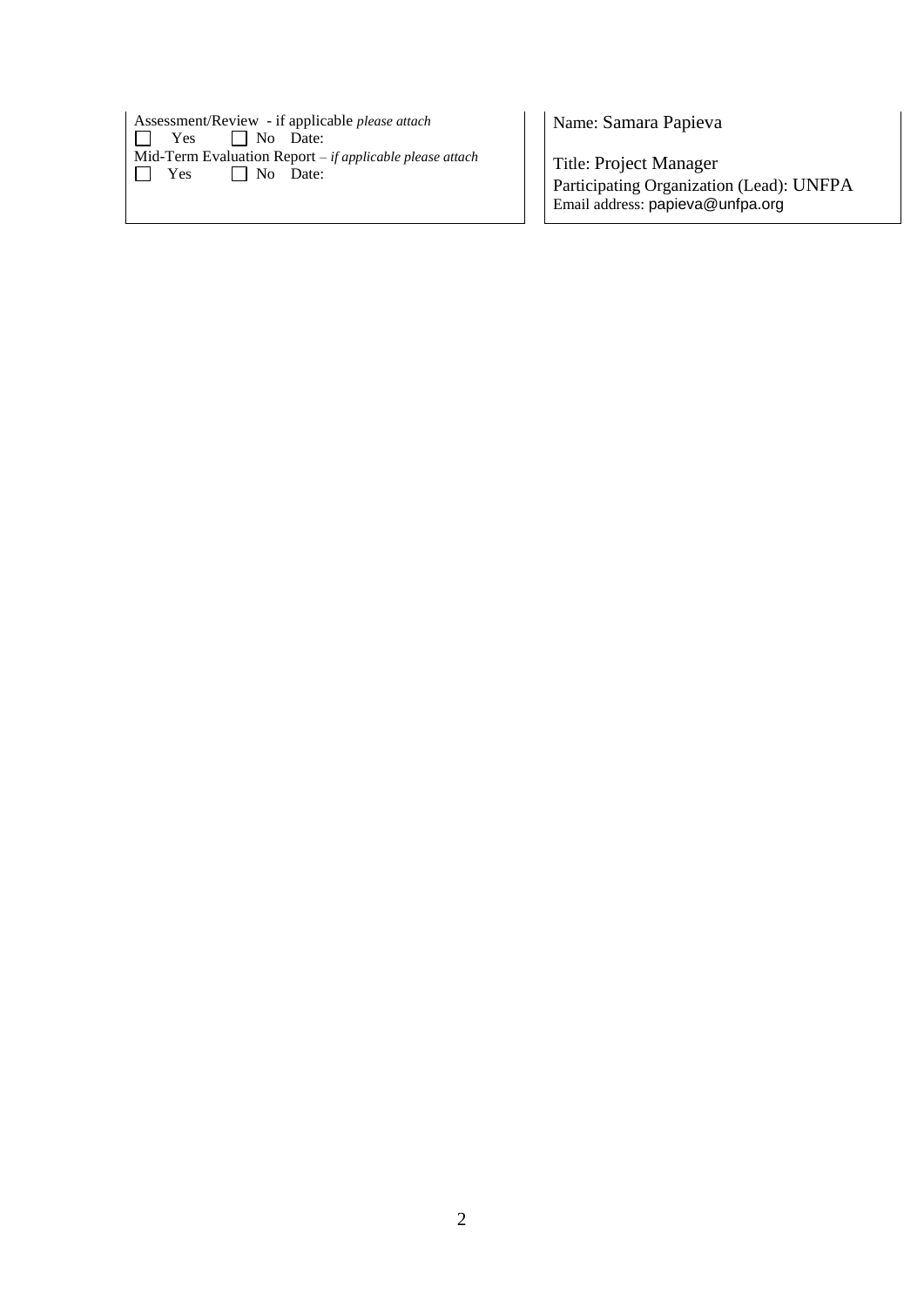| | |
|---|---|
| Assessment/Review - if applicable *please attach*<br>☐ Yes ☐ No Date:<br>Mid-Term Evaluation Report – *if applicable please attach*<br>☐ Yes ☐ No Date: | Name: Samara Papieva<br><br>Title: Project Manager<br>Participating Organization (Lead): UNFPA<br>Email address: papieva@unfpa.org |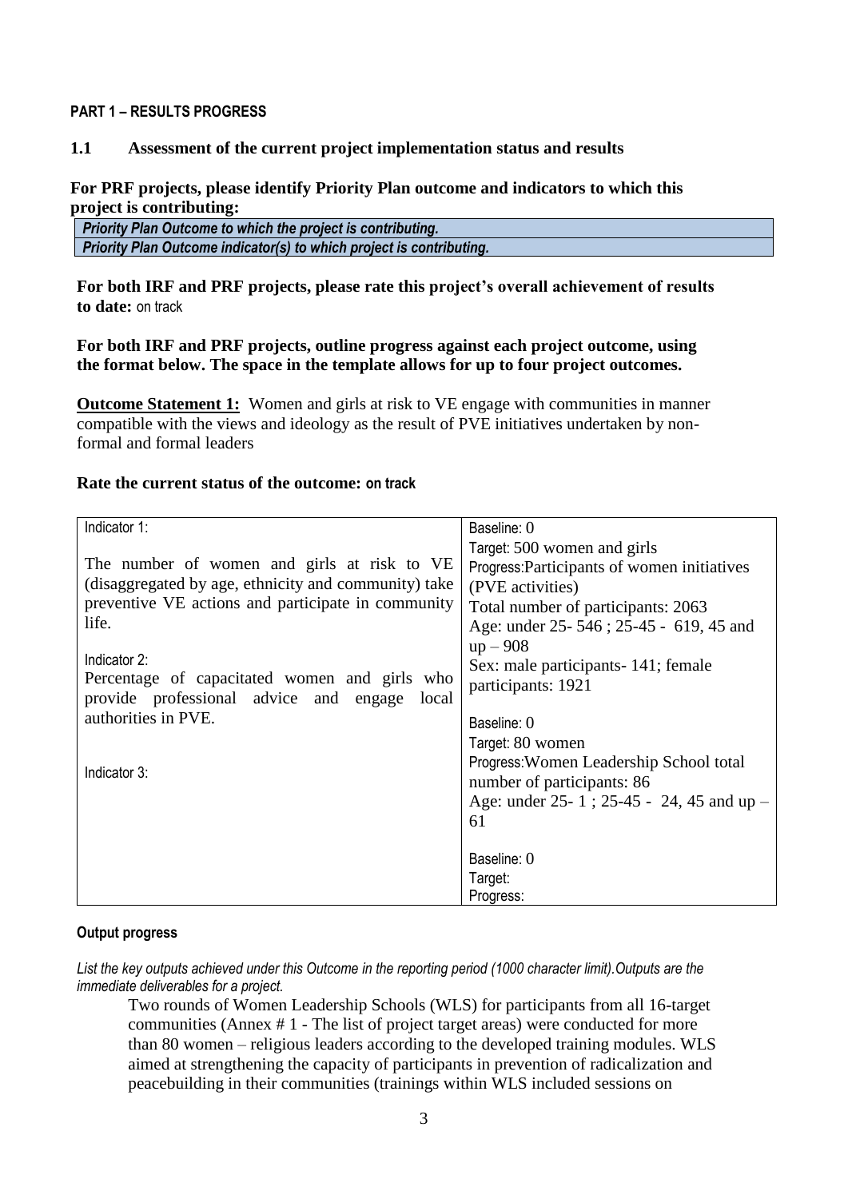**PART 1 – RESULTS PROGRESS**

**1.1 Assessment of the current project implementation status and results**

**For PRF projects, please identify Priority Plan outcome and indicators to which this project is contributing:**

| *Priority Plan Outcome to which the project is contributing.* |
|---|
| *Priority Plan Outcome indicator(s) to which project is contributing.* |

**For both IRF and PRF projects, please rate this project's overall achievement of results to date:** on track

**For both IRF and PRF projects, outline progress against each project outcome, using the format below. The space in the template allows for up to four project outcomes.**

**Outcome Statement 1:** Women and girls at risk to VE engage with communities in manner compatible with the views and ideology as the result of PVE initiatives undertaken by non-formal and formal leaders

**Rate the current status of the outcome: on track**

| | |
|---|---|
| Indicator 1:<br><br>The number of women and girls at risk to VE (disaggregated by age, ethnicity and community) take preventive VE actions and participate in community life. | Baseline: 0<br>Target: 500 women and girls<br>Progress:Participants of women initiatives (PVE activities)<br>Total number of participants: 2063<br>Age: under 25- 546 ; 25-45 - 619, 45 and up – 908<br>Sex: male participants- 141; female participants: 1921 |
| Indicator 2:<br>Percentage of capacitated women and girls who provide professional advice and engage local authorities in PVE. | Baseline: 0<br>Target: 80 women<br>Progress:Women Leadership School total number of participants: 86<br>Age: under 25- 1 ; 25-45 - 24, 45 and up – 61 |
| Indicator 3: | Baseline: 0<br>Target:<br>Progress: |

**Output progress**

*List the key outputs achieved under this Outcome in the reporting period (1000 character limit).Outputs are the immediate deliverables for a project.*

Two rounds of Women Leadership Schools (WLS) for participants from all 16-target communities (Annex # 1 - The list of project target areas) were conducted for more than 80 women – religious leaders according to the developed training modules. WLS aimed at strengthening the capacity of participants in prevention of radicalization and peacebuilding in their communities (trainings within WLS included sessions on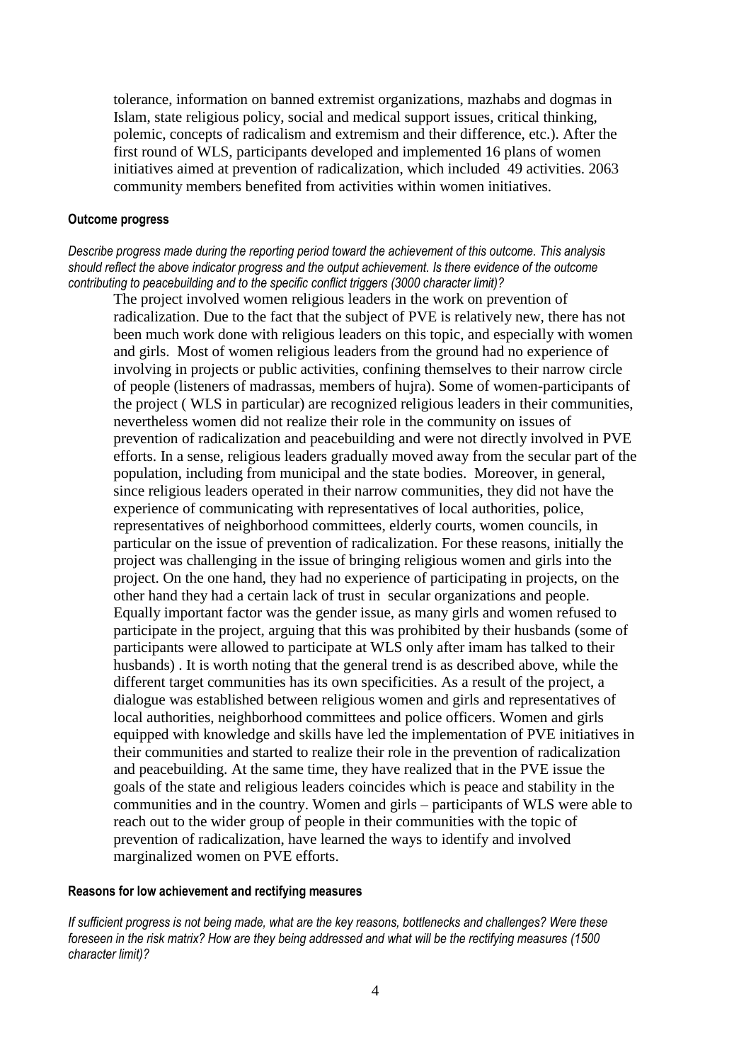tolerance, information on banned extremist organizations, mazhabs and dogmas in Islam, state religious policy, social and medical support issues, critical thinking, polemic, concepts of radicalism and extremism and their difference, etc.). After the first round of WLS, participants developed and implemented 16 plans of women initiatives aimed at prevention of radicalization, which included 49 activities. 2063 community members benefited from activities within women initiatives.

**Outcome progress**

*Describe progress made during the reporting period toward the achievement of this outcome. This analysis should reflect the above indicator progress and the output achievement. Is there evidence of the outcome contributing to peacebuilding and to the specific conflict triggers (3000 character limit)?*

The project involved women religious leaders in the work on prevention of radicalization. Due to the fact that the subject of PVE is relatively new, there has not been much work done with religious leaders on this topic, and especially with women and girls. Most of women religious leaders from the ground had no experience of involving in projects or public activities, confining themselves to their narrow circle of people (listeners of madrassas, members of hujra). Some of women-participants of the project ( WLS in particular) are recognized religious leaders in their communities, nevertheless women did not realize their role in the community on issues of prevention of radicalization and peacebuilding and were not directly involved in PVE efforts. In a sense, religious leaders gradually moved away from the secular part of the population, including from municipal and the state bodies. Moreover, in general, since religious leaders operated in their narrow communities, they did not have the experience of communicating with representatives of local authorities, police, representatives of neighborhood committees, elderly courts, women councils, in particular on the issue of prevention of radicalization. For these reasons, initially the project was challenging in the issue of bringing religious women and girls into the project. On the one hand, they had no experience of participating in projects, on the other hand they had a certain lack of trust in secular organizations and people. Equally important factor was the gender issue, as many girls and women refused to participate in the project, arguing that this was prohibited by their husbands (some of participants were allowed to participate at WLS only after imam has talked to their husbands) . It is worth noting that the general trend is as described above, while the different target communities has its own specificities. As a result of the project, a dialogue was established between religious women and girls and representatives of local authorities, neighborhood committees and police officers. Women and girls equipped with knowledge and skills have led the implementation of PVE initiatives in their communities and started to realize their role in the prevention of radicalization and peacebuilding. At the same time, they have realized that in the PVE issue the goals of the state and religious leaders coincides which is peace and stability in the communities and in the country. Women and girls – participants of WLS were able to reach out to the wider group of people in their communities with the topic of prevention of radicalization, have learned the ways to identify and involved marginalized women on PVE efforts.

**Reasons for low achievement and rectifying measures**

*If sufficient progress is not being made, what are the key reasons, bottlenecks and challenges? Were these foreseen in the risk matrix? How are they being addressed and what will be the rectifying measures (1500 character limit)?*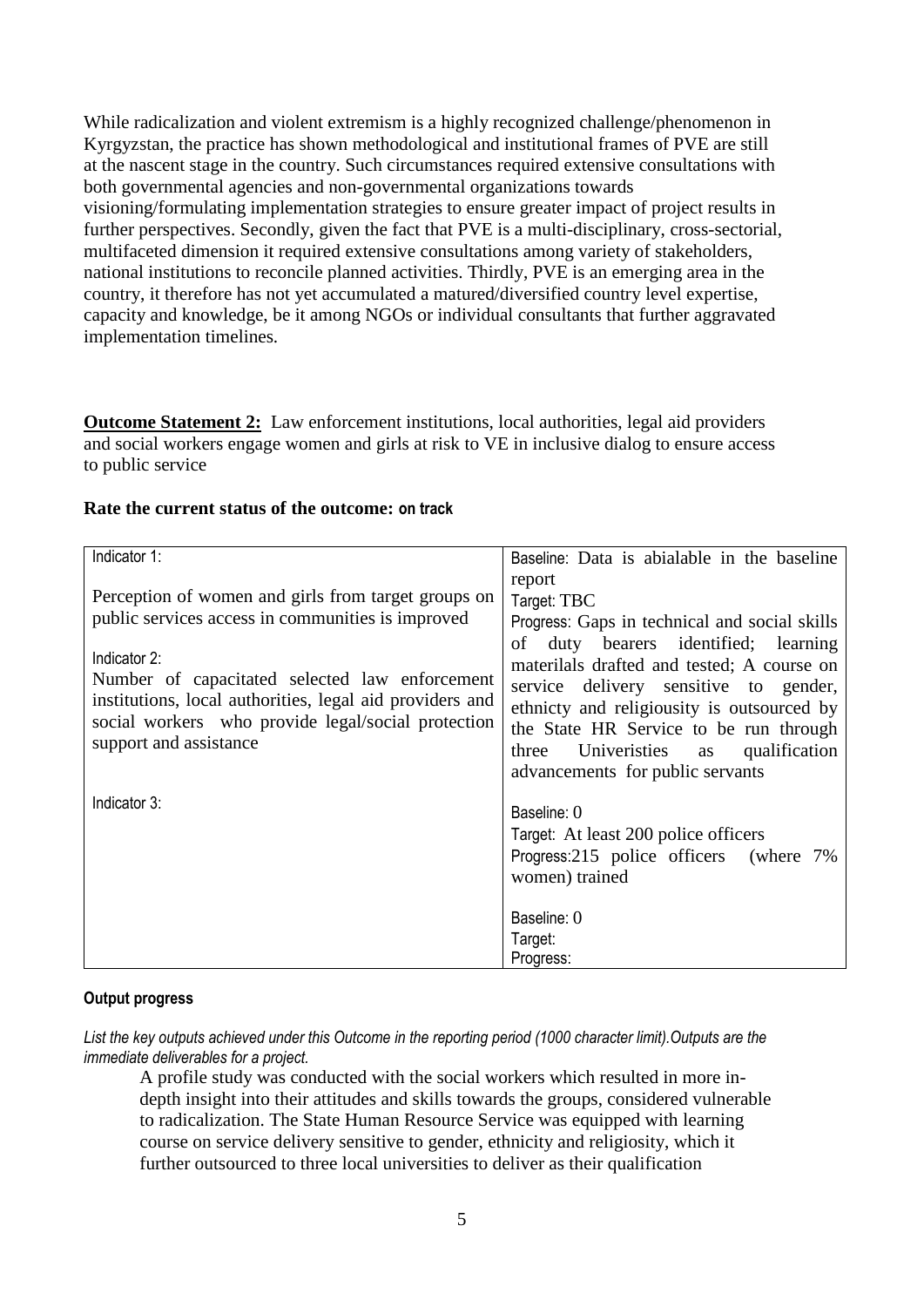While radicalization and violent extremism is a highly recognized challenge/phenomenon in Kyrgyzstan, the practice has shown methodological and institutional frames of PVE are still at the nascent stage in the country. Such circumstances required extensive consultations with both governmental agencies and non-governmental organizations towards visioning/formulating implementation strategies to ensure greater impact of project results in further perspectives. Secondly, given the fact that PVE is a multi-disciplinary, cross-sectorial, multifaceted dimension it required extensive consultations among variety of stakeholders, national institutions to reconcile planned activities. Thirdly, PVE is an emerging area in the country, it therefore has not yet accumulated a matured/diversified country level expertise, capacity and knowledge, be it among NGOs or individual consultants that further aggravated implementation timelines.

**Outcome Statement 2:** Law enforcement institutions, local authorities, legal aid providers and social workers engage women and girls at risk to VE in inclusive dialog to ensure access to public service

**Rate the current status of the outcome: on track**

| Indicator | Baseline / Target / Progress |
|---|---|
| Indicator 1:<br><br>Perception of women and girls from target groups on public services access in communities is improved<br><br>Indicator 2:<br>Number of capacitated selected law enforcement institutions, local authorities, legal aid providers and social workers who provide legal/social protection support and assistance | Baseline: Data is abialable in the baseline report<br>Target: TBC<br>Progress: Gaps in technical and social skills of duty bearers identified; learning materilals drafted and tested; A course on service delivery sensitive to gender, ethnicty and religiousity is outsourced by the State HR Service to be run through three Univeristies as qualification advancements for public servants |
| Indicator 3: | Baseline: 0<br>Target: At least 200 police officers<br>Progress:215 police officers (where 7% women) trained<br><br>Baseline: 0<br>Target:<br>Progress: |

**Output progress**

*List the key outputs achieved under this Outcome in the reporting period (1000 character limit).Outputs are the immediate deliverables for a project.*

A profile study was conducted with the social workers which resulted in more in-depth insight into their attitudes and skills towards the groups, considered vulnerable to radicalization. The State Human Resource Service was equipped with learning course on service delivery sensitive to gender, ethnicity and religiosity, which it further outsourced to three local universities to deliver as their qualification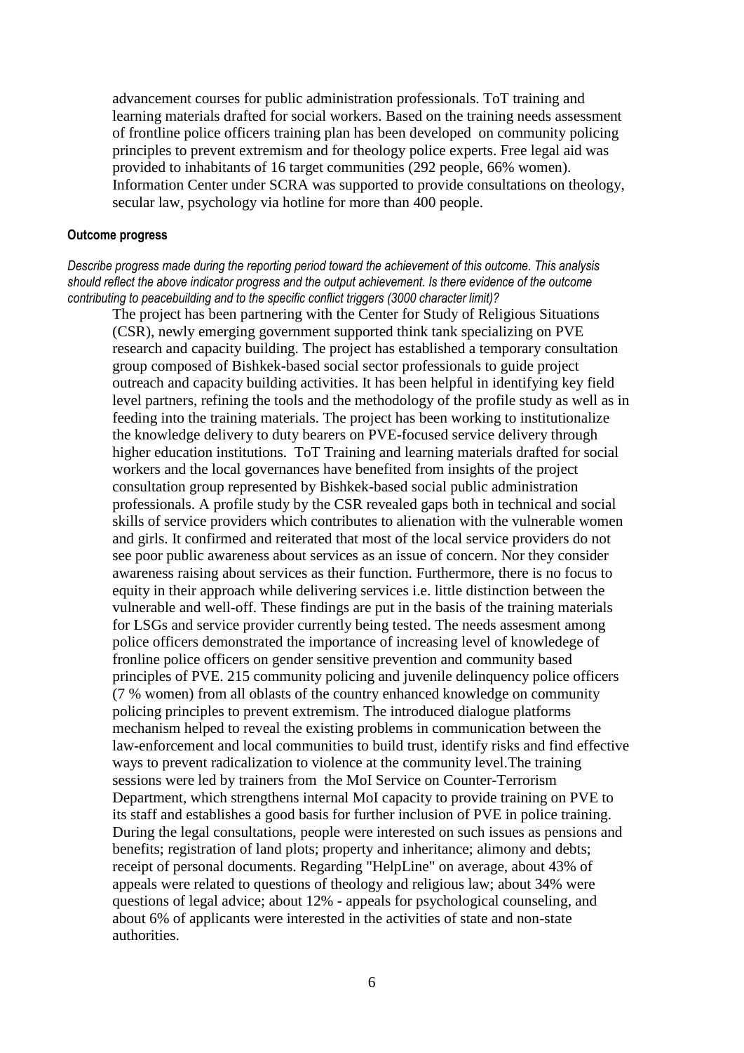advancement courses for public administration professionals. ToT training and learning materials drafted for social workers. Based on the training needs assessment of frontline police officers training plan has been developed on community policing principles to prevent extremism and for theology police experts. Free legal aid was provided to inhabitants of 16 target communities (292 people, 66% women). Information Center under SCRA was supported to provide consultations on theology, secular law, psychology via hotline for more than 400 people.

**Outcome progress**

*Describe progress made during the reporting period toward the achievement of this outcome. This analysis should reflect the above indicator progress and the output achievement. Is there evidence of the outcome contributing to peacebuilding and to the specific conflict triggers (3000 character limit)?*

The project has been partnering with the Center for Study of Religious Situations (CSR), newly emerging government supported think tank specializing on PVE research and capacity building. The project has established a temporary consultation group composed of Bishkek-based social sector professionals to guide project outreach and capacity building activities. It has been helpful in identifying key field level partners, refining the tools and the methodology of the profile study as well as in feeding into the training materials. The project has been working to institutionalize the knowledge delivery to duty bearers on PVE-focused service delivery through higher education institutions. ToT Training and learning materials drafted for social workers and the local governances have benefited from insights of the project consultation group represented by Bishkek-based social public administration professionals. A profile study by the CSR revealed gaps both in technical and social skills of service providers which contributes to alienation with the vulnerable women and girls. It confirmed and reiterated that most of the local service providers do not see poor public awareness about services as an issue of concern. Nor they consider awareness raising about services as their function. Furthermore, there is no focus to equity in their approach while delivering services i.e. little distinction between the vulnerable and well-off. These findings are put in the basis of the training materials for LSGs and service provider currently being tested. The needs assesment among police officers demonstrated the importance of increasing level of knowledege of fronline police officers on gender sensitive prevention and community based principles of PVE. 215 community policing and juvenile delinquency police officers (7 % women) from all oblasts of the country enhanced knowledge on community policing principles to prevent extremism. The introduced dialogue platforms mechanism helped to reveal the existing problems in communication between the law-enforcement and local communities to build trust, identify risks and find effective ways to prevent radicalization to violence at the community level.The training sessions were led by trainers from the MoI Service on Counter-Terrorism Department, which strengthens internal MoI capacity to provide training on PVE to its staff and establishes a good basis for further inclusion of PVE in police training. During the legal consultations, people were interested on such issues as pensions and benefits; registration of land plots; property and inheritance; alimony and debts; receipt of personal documents. Regarding "HelpLine" on average, about 43% of appeals were related to questions of theology and religious law; about 34% were questions of legal advice; about 12% - appeals for psychological counseling, and about 6% of applicants were interested in the activities of state and non-state authorities.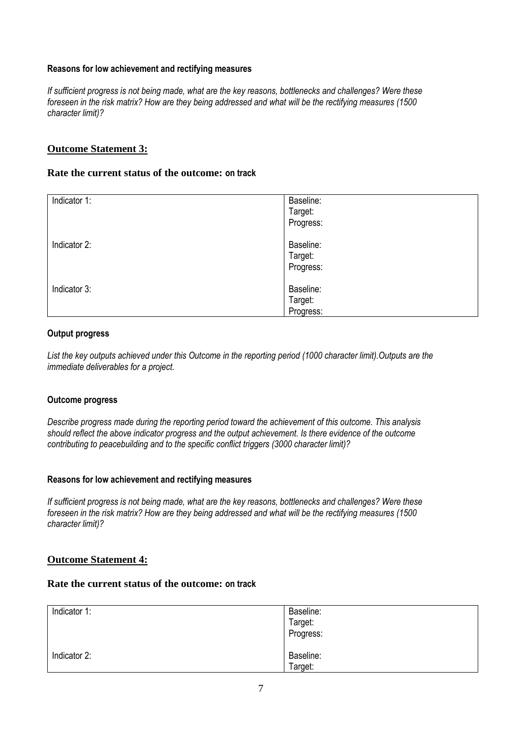**Reasons for low achievement and rectifying measures**

*If sufficient progress is not being made, what are the key reasons, bottlenecks and challenges? Were these foreseen in the risk matrix? How are they being addressed and what will be the rectifying measures (1500 character limit)?*

## Outcome Statement 3:

### Rate the current status of the outcome: on track

| | |
|---|---|
| Indicator 1: | Baseline:<br>Target:<br>Progress: |
| Indicator 2: | Baseline:<br>Target:<br>Progress: |
| Indicator 3: | Baseline:<br>Target:<br>Progress: |

**Output progress**

*List the key outputs achieved under this Outcome in the reporting period (1000 character limit).Outputs are the immediate deliverables for a project.*

**Outcome progress**

*Describe progress made during the reporting period toward the achievement of this outcome. This analysis should reflect the above indicator progress and the output achievement. Is there evidence of the outcome contributing to peacebuilding and to the specific conflict triggers (3000 character limit)?*

**Reasons for low achievement and rectifying measures**

*If sufficient progress is not being made, what are the key reasons, bottlenecks and challenges? Were these foreseen in the risk matrix? How are they being addressed and what will be the rectifying measures (1500 character limit)?*

## Outcome Statement 4:

### Rate the current status of the outcome: on track

| | |
|---|---|
| Indicator 1: | Baseline:<br>Target:<br>Progress: |
| Indicator 2: | Baseline:<br>Target: |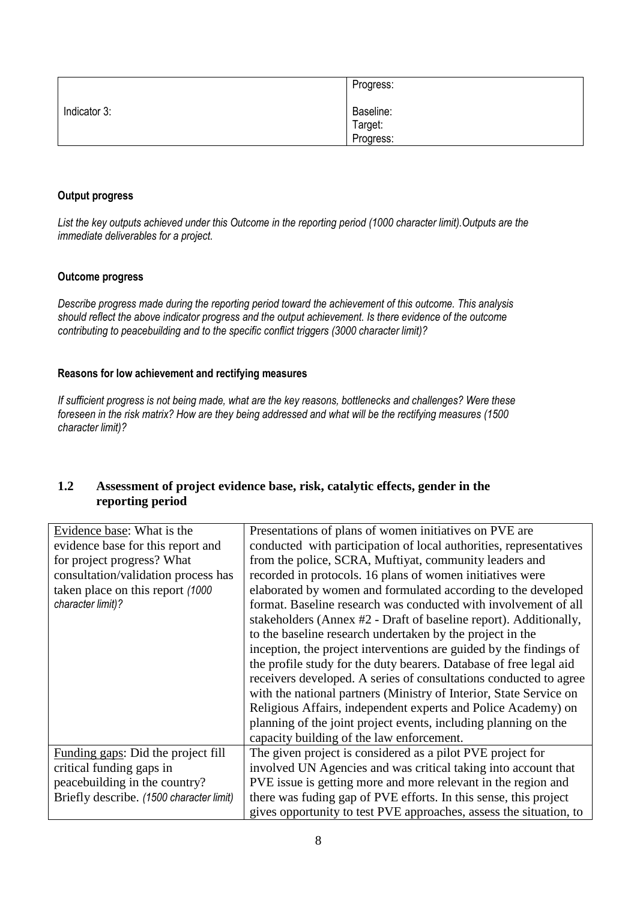| | Progress: |
|---|---|
| Indicator 3: | Baseline:<br>Target:<br>Progress: |

**Output progress**

*List the key outputs achieved under this Outcome in the reporting period (1000 character limit).Outputs are the immediate deliverables for a project.*

**Outcome progress**

*Describe progress made during the reporting period toward the achievement of this outcome. This analysis should reflect the above indicator progress and the output achievement. Is there evidence of the outcome contributing to peacebuilding and to the specific conflict triggers (3000 character limit)?*

**Reasons for low achievement and rectifying measures**

*If sufficient progress is not being made, what are the key reasons, bottlenecks and challenges? Were these foreseen in the risk matrix? How are they being addressed and what will be the rectifying measures (1500 character limit)?*

## 1.2 Assessment of project evidence base, risk, catalytic effects, gender in the reporting period

| | |
|---|---|
| Evidence base: What is the evidence base for this report and for project progress? What consultation/validation process has taken place on this report *(1000 character limit)?* | Presentations of plans of women initiatives on PVE are conducted with participation of local authorities, representatives from the police, SCRA, Muftiyat, community leaders and recorded in protocols. 16 plans of women initiatives were elaborated by women and formulated according to the developed format. Baseline research was conducted with involvement of all stakeholders (Annex #2 - Draft of baseline report). Additionally, to the baseline research undertaken by the project in the inception, the project interventions are guided by the findings of the profile study for the duty bearers. Database of free legal aid receivers developed. A series of consultations conducted to agree with the national partners (Ministry of Interior, State Service on Religious Affairs, independent experts and Police Academy) on planning of the joint project events, including planning on the capacity building of the law enforcement. |
| Funding gaps: Did the project fill critical funding gaps in peacebuilding in the country? Briefly describe. *(1500 character limit)* | The given project is considered as a pilot PVE project for involved UN Agencies and was critical taking into account that PVE issue is getting more and more relevant in the region and there was fuding gap of PVE efforts. In this sense, this project gives opportunity to test PVE approaches, assess the situation, to |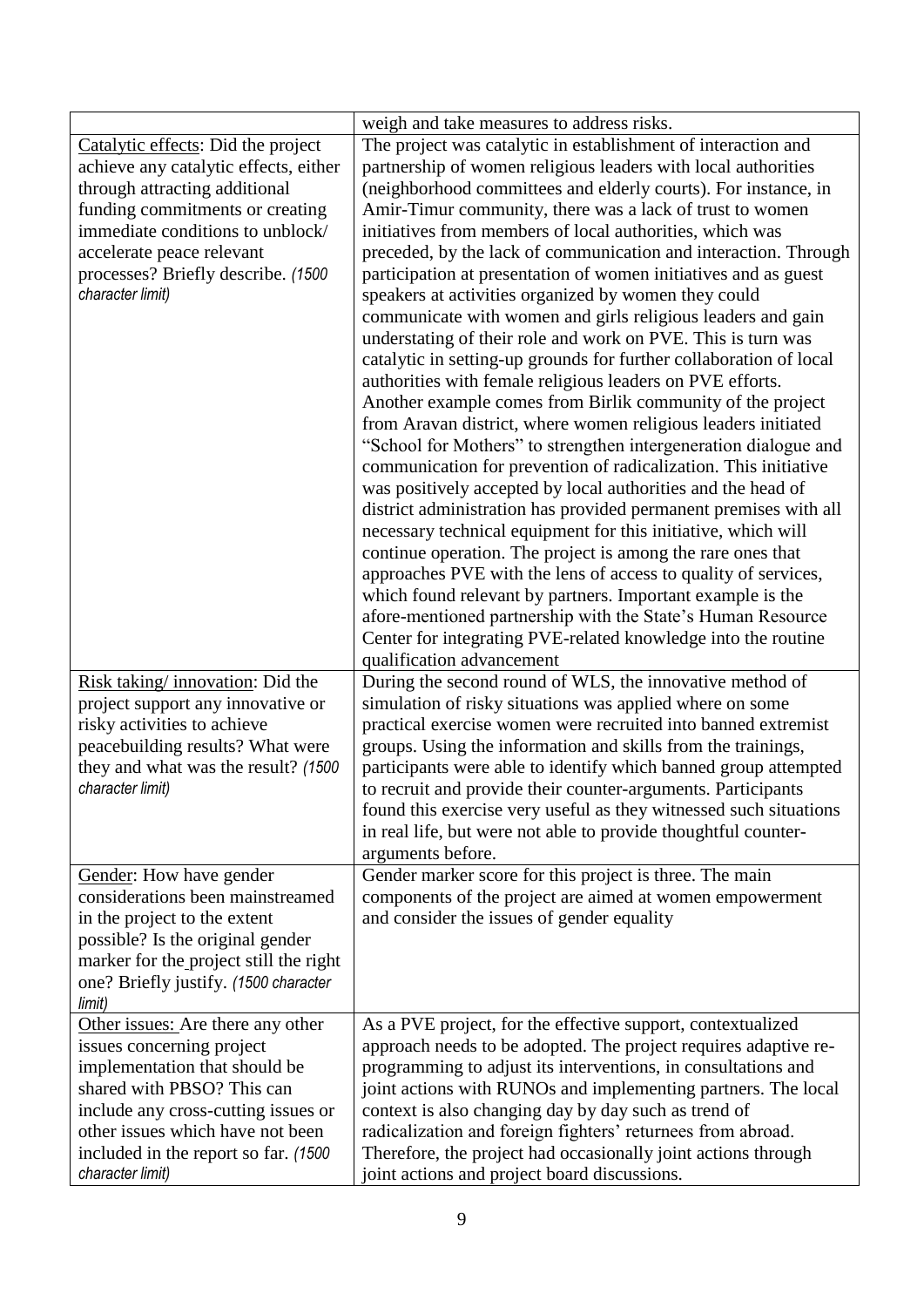| | |
|---|---|
| | weigh and take measures to address risks. |
| Catalytic effects: Did the project achieve any catalytic effects, either through attracting additional funding commitments or creating immediate conditions to unblock/ accelerate peace relevant processes? Briefly describe. *(1500 character limit)* | The project was catalytic in establishment of interaction and partnership of women religious leaders with local authorities (neighborhood committees and elderly courts). For instance, in Amir-Timur community, there was a lack of trust to women initiatives from members of local authorities, which was preceded, by the lack of communication and interaction. Through participation at presentation of women initiatives and as guest speakers at activities organized by women they could communicate with women and girls religious leaders and gain understating of their role and work on PVE. This is turn was catalytic in setting-up grounds for further collaboration of local authorities with female religious leaders on PVE efforts. Another example comes from Birlik community of the project from Aravan district, where women religious leaders initiated "School for Mothers" to strengthen intergeneration dialogue and communication for prevention of radicalization. This initiative was positively accepted by local authorities and the head of district administration has provided permanent premises with all necessary technical equipment for this initiative, which will continue operation. The project is among the rare ones that approaches PVE with the lens of access to quality of services, which found relevant by partners. Important example is the afore-mentioned partnership with the State's Human Resource Center for integrating PVE-related knowledge into the routine qualification advancement |
| Risk taking/ innovation: Did the project support any innovative or risky activities to achieve peacebuilding results? What were they and what was the result? *(1500 character limit)* | During the second round of WLS, the innovative method of simulation of risky situations was applied where on some practical exercise women were recruited into banned extremist groups. Using the information and skills from the trainings, participants were able to identify which banned group attempted to recruit and provide their counter-arguments. Participants found this exercise very useful as they witnessed such situations in real life, but were not able to provide thoughtful counter-arguments before. |
| Gender: How have gender considerations been mainstreamed in the project to the extent possible? Is the original gender marker for the project still the right one? Briefly justify. *(1500 character limit)* | Gender marker score for this project is three. The main components of the project are aimed at women empowerment and consider the issues of gender equality |
| Other issues: Are there any other issues concerning project implementation that should be shared with PBSO? This can include any cross-cutting issues or other issues which have not been included in the report so far. *(1500 character limit)* | As a PVE project, for the effective support, contextualized approach needs to be adopted. The project requires adaptive re-programming to adjust its interventions, in consultations and joint actions with RUNOs and implementing partners. The local context is also changing day by day such as trend of radicalization and foreign fighters' returnees from abroad. Therefore, the project had occasionally joint actions through joint actions and project board discussions. |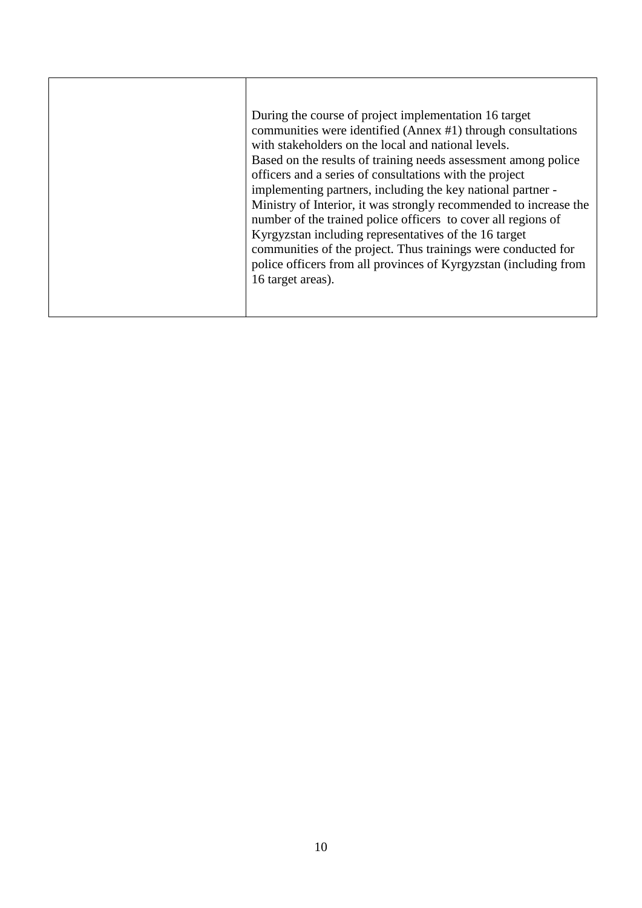| | |
|---|---|
| | During the course of project implementation 16 target communities were identified (Annex #1) through consultations with stakeholders on the local and national levels.<br>Based on the results of training needs assessment among police officers and a series of consultations with the project implementing partners, including the key national partner - Ministry of Interior, it was strongly recommended to increase the number of the trained police officers to cover all regions of Kyrgyzstan including representatives of the 16 target communities of the project. Thus trainings were conducted for police officers from all provinces of Kyrgyzstan (including from 16 target areas). |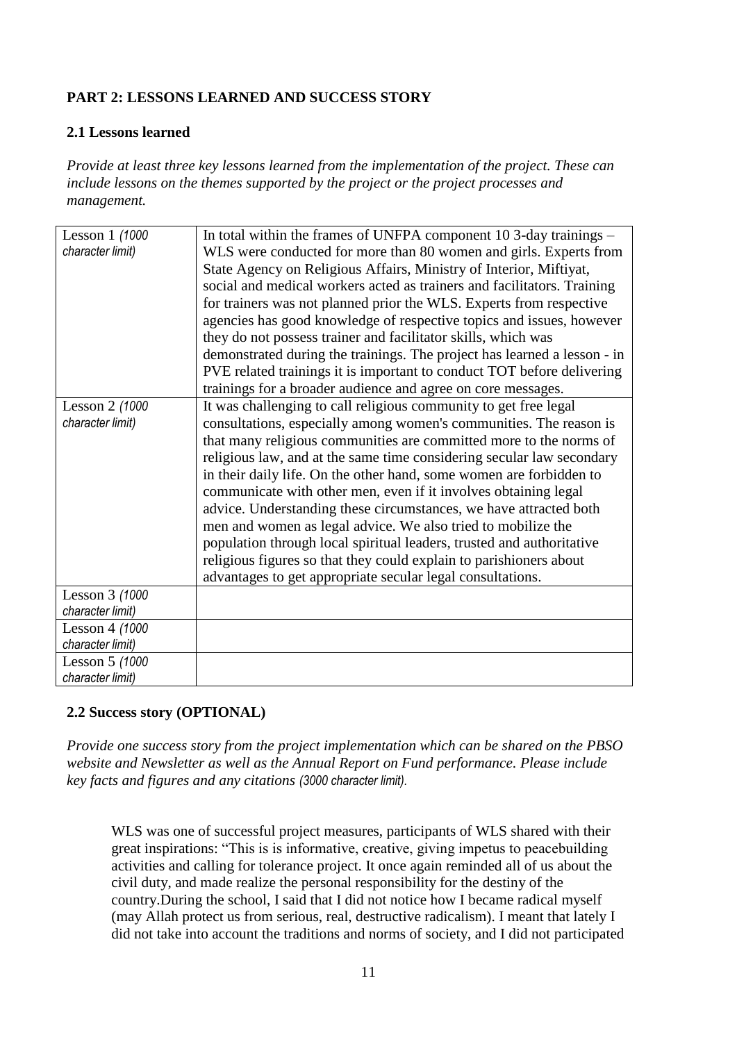**PART 2: LESSONS LEARNED AND SUCCESS STORY**

**2.1 Lessons learned**

*Provide at least three key lessons learned from the implementation of the project. These can include lessons on the themes supported by the project or the project processes and management.*

| | |
|---|---|
| Lesson 1 *(1000 character limit)* | In total within the frames of UNFPA component 10 3-day trainings – WLS were conducted for more than 80 women and girls. Experts from State Agency on Religious Affairs, Ministry of Interior, Miftiyat, social and medical workers acted as trainers and facilitators. Training for trainers was not planned prior the WLS. Experts from respective agencies has good knowledge of respective topics and issues, however they do not possess trainer and facilitator skills, which was demonstrated during the trainings. The project has learned a lesson - in PVE related trainings it is important to conduct TOT before delivering trainings for a broader audience and agree on core messages. |
| Lesson 2 *(1000 character limit)* | It was challenging to call religious community to get free legal consultations, especially among women's communities. The reason is that many religious communities are committed more to the norms of religious law, and at the same time considering secular law secondary in their daily life. On the other hand, some women are forbidden to communicate with other men, even if it involves obtaining legal advice. Understanding these circumstances, we have attracted both men and women as legal advice. We also tried to mobilize the population through local spiritual leaders, trusted and authoritative religious figures so that they could explain to parishioners about advantages to get appropriate secular legal consultations. |
| Lesson 3 *(1000 character limit)* | |
| Lesson 4 *(1000 character limit)* | |
| Lesson 5 *(1000 character limit)* | |

**2.2 Success story (OPTIONAL)**

*Provide one success story from the project implementation which can be shared on the PBSO website and Newsletter as well as the Annual Report on Fund performance. Please include key facts and figures and any citations (3000 character limit).*

WLS was one of successful project measures, participants of WLS shared with their great inspirations: "This is is informative, creative, giving impetus to peacebuilding activities and calling for tolerance project. It once again reminded all of us about the civil duty, and made realize the personal responsibility for the destiny of the country.During the school, I said that I did not notice how I became radical myself (may Allah protect us from serious, real, destructive radicalism). I meant that lately I did not take into account the traditions and norms of society, and I did not participated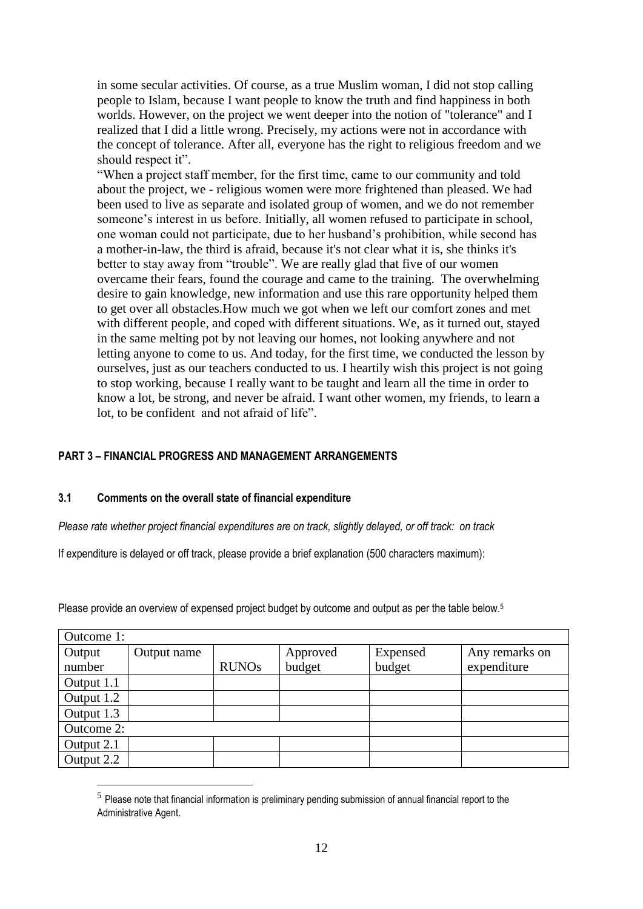in some secular activities. Of course, as a true Muslim woman, I did not stop calling people to Islam, because I want people to know the truth and find happiness in both worlds. However, on the project we went deeper into the notion of "tolerance" and I realized that I did a little wrong. Precisely, my actions were not in accordance with the concept of tolerance. After all, everyone has the right to religious freedom and we should respect it".

"When a project staff member, for the first time, came to our community and told about the project, we - religious women were more frightened than pleased. We had been used to live as separate and isolated group of women, and we do not remember someone's interest in us before. Initially, all women refused to participate in school, one woman could not participate, due to her husband's prohibition, while second has a mother-in-law, the third is afraid, because it's not clear what it is, she thinks it's better to stay away from "trouble". We are really glad that five of our women overcame their fears, found the courage and came to the training. The overwhelming desire to gain knowledge, new information and use this rare opportunity helped them to get over all obstacles.How much we got when we left our comfort zones and met with different people, and coped with different situations. We, as it turned out, stayed in the same melting pot by not leaving our homes, not looking anywhere and not letting anyone to come to us. And today, for the first time, we conducted the lesson by ourselves, just as our teachers conducted to us. I heartily wish this project is not going to stop working, because I really want to be taught and learn all the time in order to know a lot, be strong, and never be afraid. I want other women, my friends, to learn a lot, to be confident and not afraid of life".

## PART 3 – FINANCIAL PROGRESS AND MANAGEMENT ARRANGEMENTS

### 3.1 Comments on the overall state of financial expenditure

*Please rate whether project financial expenditures are on track, slightly delayed, or off track: on track*

If expenditure is delayed or off track, please provide a brief explanation (500 characters maximum):

Please provide an overview of expensed project budget by outcome and output as per the table below.[5]

| Outcome 1: | | | | | |
|---|---|---|---|---|---|
| Output number | Output name | RUNOs | Approved budget | Expensed budget | Any remarks on expenditure |
| Output 1.1 | | | | | |
| Output 1.2 | | | | | |
| Output 1.3 | | | | | |
| Outcome 2: | | | | | |
| Output 2.1 | | | | | |
| Output 2.2 | | | | | |

[5] Please note that financial information is preliminary pending submission of annual financial report to the Administrative Agent.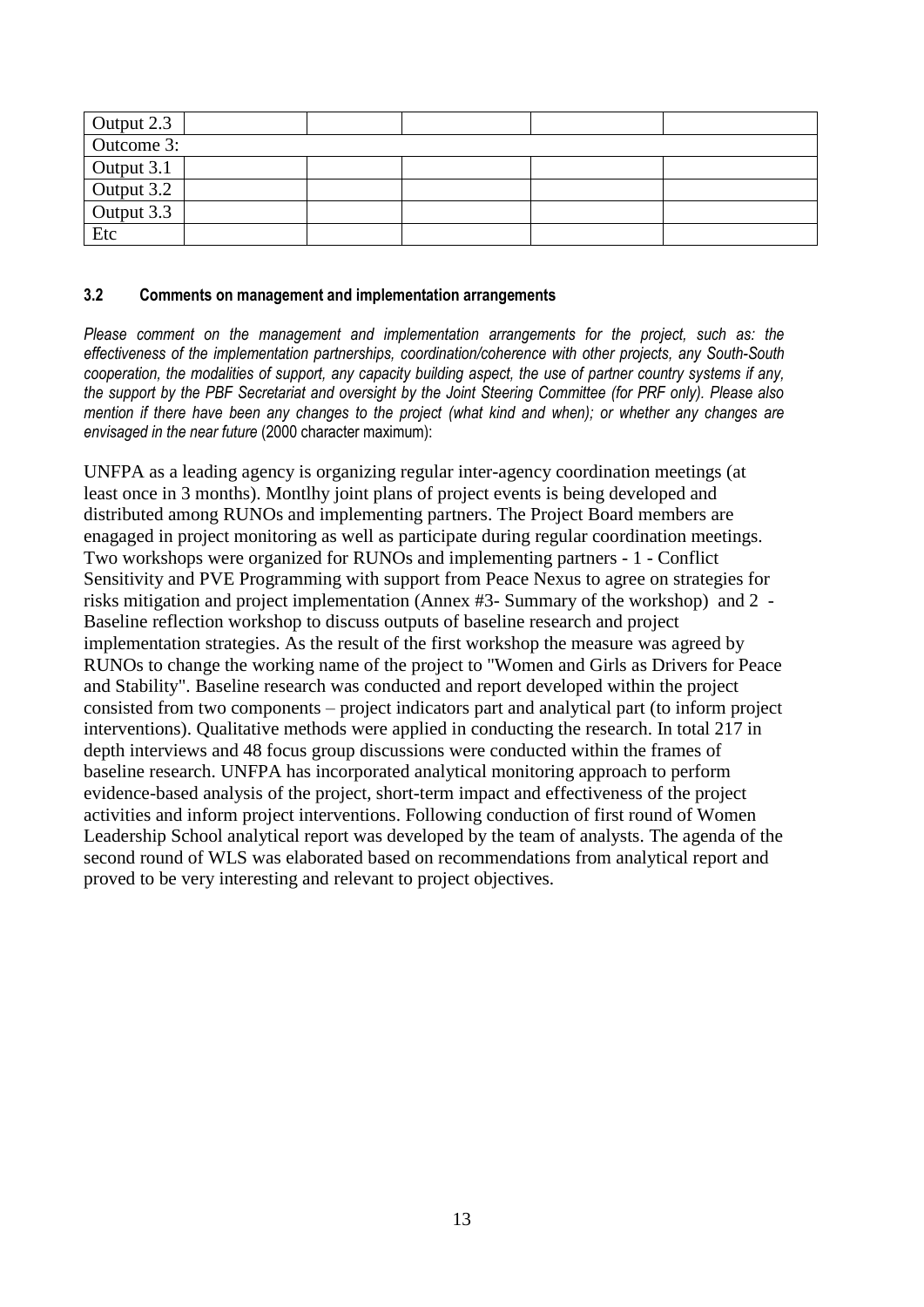| | | | | | |
|---|---|---|---|---|---|
| Output 2.3 | | | | | |
| Outcome 3: | | | | | |
| Output 3.1 | | | | | |
| Output 3.2 | | | | | |
| Output 3.3 | | | | | |
| Etc | | | | | |

### 3.2 Comments on management and implementation arrangements

*Please comment on the management and implementation arrangements for the project, such as: the effectiveness of the implementation partnerships, coordination/coherence with other projects, any South-South cooperation, the modalities of support, any capacity building aspect, the use of partner country systems if any, the support by the PBF Secretariat and oversight by the Joint Steering Committee (for PRF only). Please also mention if there have been any changes to the project (what kind and when); or whether any changes are envisaged in the near future* (2000 character maximum):

UNFPA as a leading agency is organizing regular inter-agency coordination meetings (at least once in 3 months). Montlhy joint plans of project events is being developed and distributed among RUNOs and implementing partners. The Project Board members are enagaged in project monitoring as well as participate during regular coordination meetings. Two workshops were organized for RUNOs and implementing partners - 1 - Conflict Sensitivity and PVE Programming with support from Peace Nexus to agree on strategies for risks mitigation and project implementation (Annex #3- Summary of the workshop) and 2 - Baseline reflection workshop to discuss outputs of baseline research and project implementation strategies. As the result of the first workshop the measure was agreed by RUNOs to change the working name of the project to "Women and Girls as Drivers for Peace and Stability". Baseline research was conducted and report developed within the project consisted from two components – project indicators part and analytical part (to inform project interventions). Qualitative methods were applied in conducting the research. In total 217 in depth interviews and 48 focus group discussions were conducted within the frames of baseline research. UNFPA has incorporated analytical monitoring approach to perform evidence-based analysis of the project, short-term impact and effectiveness of the project activities and inform project interventions. Following conduction of first round of Women Leadership School analytical report was developed by the team of analysts. The agenda of the second round of WLS was elaborated based on recommendations from analytical report and proved to be very interesting and relevant to project objectives.